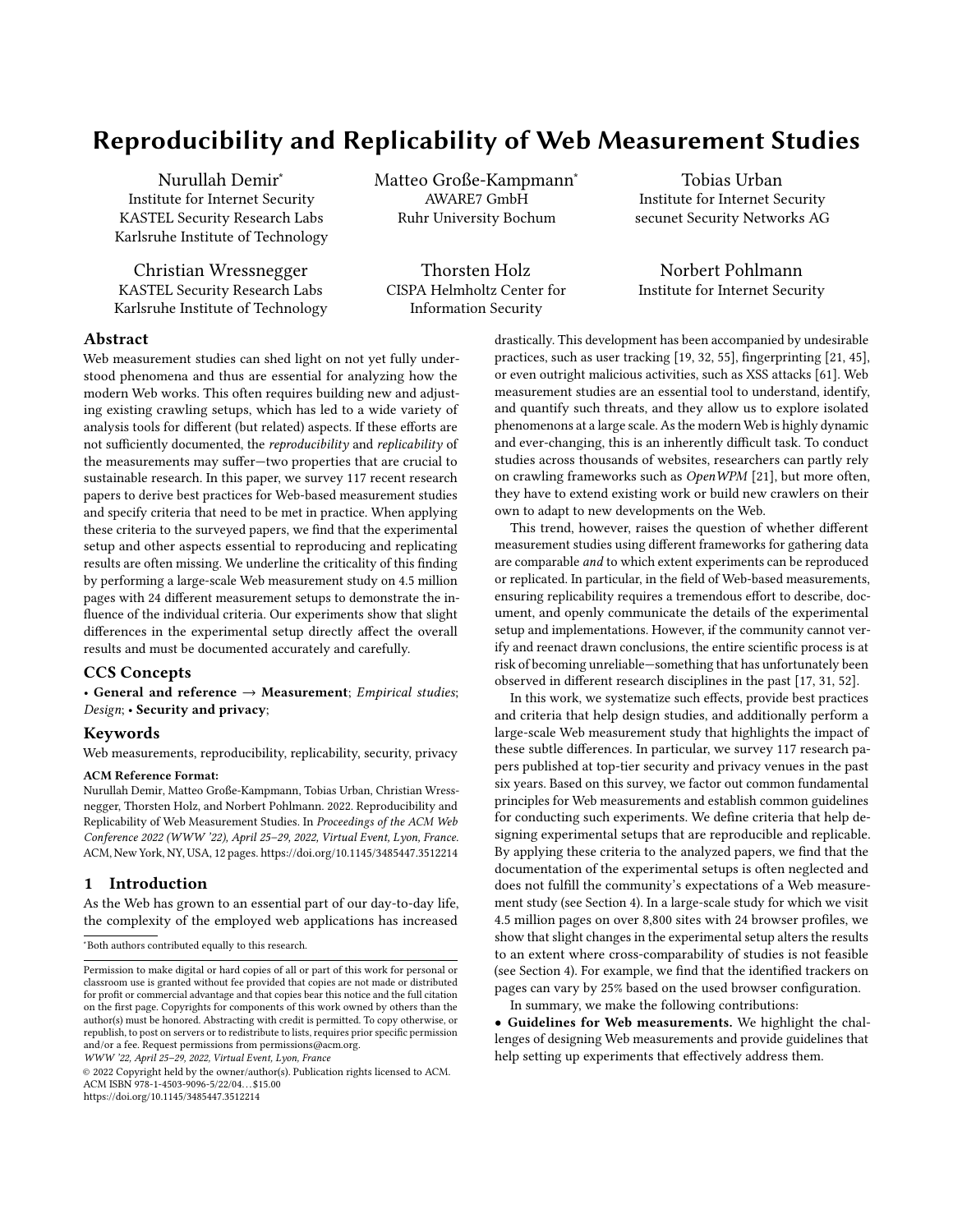# Reproducibility and Replicability of Web Measurement Studies

Nurullah Demir[*]
Institute for Internet Security
KASTEL Security Research Labs
Karlsruhe Institute of Technology

Matteo Große-Kampmann[*]
AWARE7 GmbH
Ruhr University Bochum

Tobias Urban
Institute for Internet Security
secunet Security Networks AG

Christian Wressnegger
KASTEL Security Research Labs
Karlsruhe Institute of Technology

Thorsten Holz
CISPA Helmholtz Center for Information Security

Norbert Pohlmann
Institute for Internet Security

## Abstract

Web measurement studies can shed light on not yet fully understood phenomena and thus are essential for analyzing how the modern Web works. This often requires building new and adjusting existing crawling setups, which has led to a wide variety of analysis tools for different (but related) aspects. If these efforts are not sufficiently documented, the *reproducibility* and *replicability* of the measurements may suffer—two properties that are crucial to sustainable research. In this paper, we survey 117 recent research papers to derive best practices for Web-based measurement studies and specify criteria that need to be met in practice. When applying these criteria to the surveyed papers, we find that the experimental setup and other aspects essential to reproducing and replicating results are often missing. We underline the criticality of this finding by performing a large-scale Web measurement study on 4.5 million pages with 24 different measurement setups to demonstrate the influence of the individual criteria. Our experiments show that slight differences in the experimental setup directly affect the overall results and must be documented accurately and carefully.

## CCS Concepts

• **General and reference** → **Measurement**; *Empirical studies*; *Design*; • **Security and privacy**;

## Keywords

Web measurements, reproducibility, replicability, security, privacy

**ACM Reference Format:**
Nurullah Demir, Matteo Große-Kampmann, Tobias Urban, Christian Wressnegger, Thorsten Holz, and Norbert Pohlmann. 2022. Reproducibility and Replicability of Web Measurement Studies. In *Proceedings of the ACM Web Conference 2022 (WWW '22), April 25–29, 2022, Virtual Event, Lyon, France.* ACM, New York, NY, USA, 12 pages. https://doi.org/10.1145/3485447.3512214

## 1 Introduction

As the Web has grown to an essential part of our day-to-day life, the complexity of the employed web applications has increased drastically. This development has been accompanied by undesirable practices, such as user tracking [19, 32, 55], fingerprinting [21, 45], or even outright malicious activities, such as XSS attacks [61]. Web measurement studies are an essential tool to understand, identify, and quantify such threats, and they allow us to explore isolated phenomenons at a large scale. As the modern Web is highly dynamic and ever-changing, this is an inherently difficult task. To conduct studies across thousands of websites, researchers can partly rely on crawling frameworks such as *OpenWPM* [21], but more often, they have to extend existing work or build new crawlers on their own to adapt to new developments on the Web.

This trend, however, raises the question of whether different measurement studies using different frameworks for gathering data are comparable *and* to which extent experiments can be reproduced or replicated. In particular, in the field of Web-based measurements, ensuring replicability requires a tremendous effort to describe, document, and openly communicate the details of the experimental setup and implementations. However, if the community cannot verify and reenact drawn conclusions, the entire scientific process is at risk of becoming unreliable—something that has unfortunately been observed in different research disciplines in the past [17, 31, 52].

In this work, we systematize such effects, provide best practices and criteria that help design studies, and additionally perform a large-scale Web measurement study that highlights the impact of these subtle differences. In particular, we survey 117 research papers published at top-tier security and privacy venues in the past six years. Based on this survey, we factor out common fundamental principles for Web measurements and establish common guidelines for conducting such experiments. We define criteria that help designing experimental setups that are reproducible and replicable. By applying these criteria to the analyzed papers, we find that the documentation of the experimental setups is often neglected and does not fulfill the community's expectations of a Web measurement study (see Section 4). In a large-scale study for which we visit 4.5 million pages on over 8,800 sites with 24 browser profiles, we show that slight changes in the experimental setup alters the results to an extent where cross-comparability of studies is not feasible (see Section 4). For example, we find that the identified trackers on pages can vary by 25% based on the used browser configuration.

In summary, we make the following contributions:

• **Guidelines for Web measurements.** We highlight the challenges of designing Web measurements and provide guidelines that help setting up experiments that effectively address them.

[*]Both authors contributed equally to this research.

Permission to make digital or hard copies of all or part of this work for personal or classroom use is granted without fee provided that copies are not made or distributed for profit or commercial advantage and that copies bear this notice and the full citation on the first page. Copyrights for components of this work owned by others than the author(s) must be honored. Abstracting with credit is permitted. To copy otherwise, or republish, to post on servers or to redistribute to lists, requires prior specific permission and/or a fee. Request permissions from permissions@acm.org.
*WWW '22, April 25–29, 2022, Virtual Event, Lyon, France*
© 2022 Copyright held by the owner/author(s). Publication rights licensed to ACM.
ACM ISBN 978-1-4503-9096-5/22/04…$15.00
https://doi.org/10.1145/3485447.3512214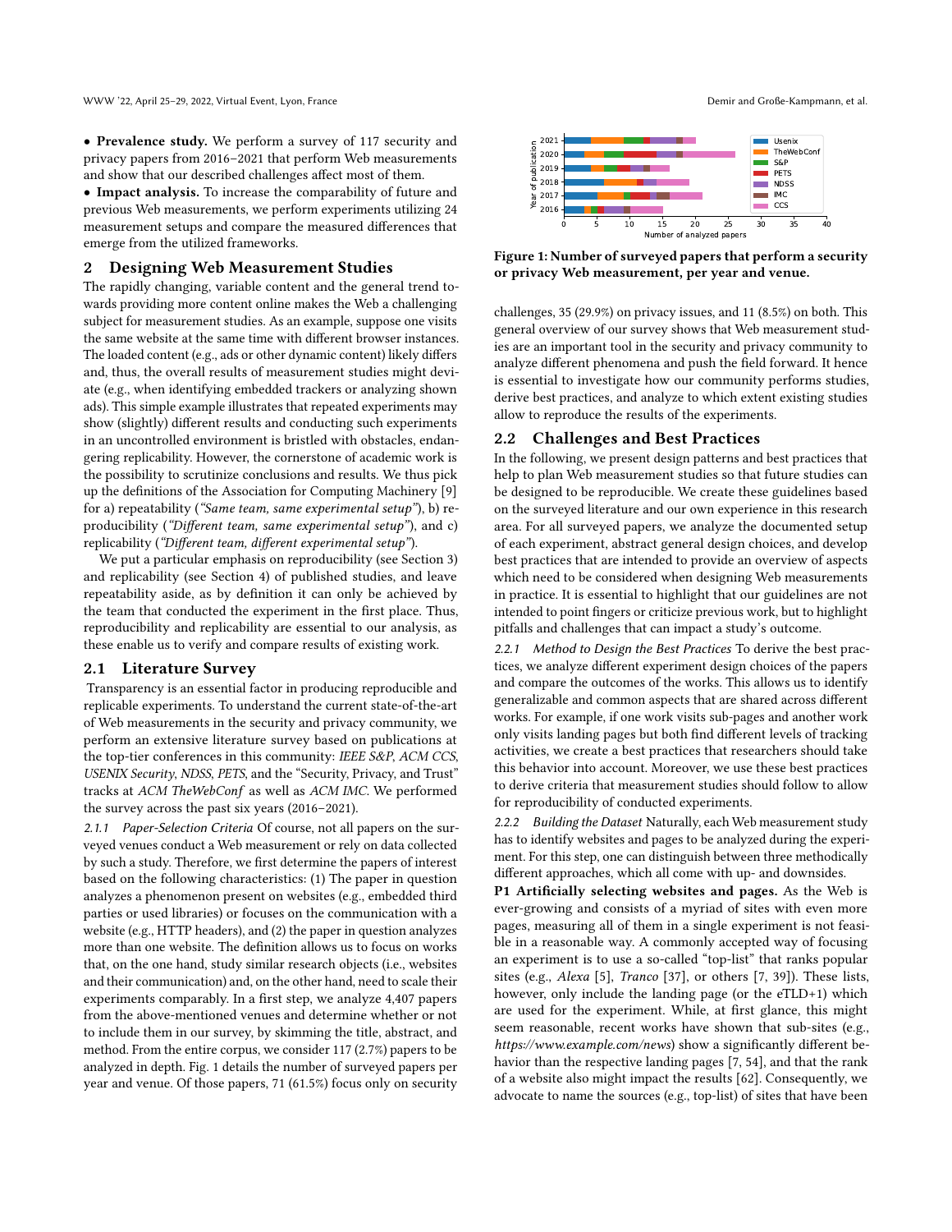- **Prevalence study.** We perform a survey of 117 security and privacy papers from 2016–2021 that perform Web measurements and show that our described challenges affect most of them.
- **Impact analysis.** To increase the comparability of future and previous Web measurements, we perform experiments utilizing 24 measurement setups and compare the measured differences that emerge from the utilized frameworks.

## 2 Designing Web Measurement Studies

The rapidly changing, variable content and the general trend towards providing more content online makes the Web a challenging subject for measurement studies. As an example, suppose one visits the same website at the same time with different browser instances. The loaded content (e.g., ads or other dynamic content) likely differs and, thus, the overall results of measurement studies might deviate (e.g., when identifying embedded trackers or analyzing shown ads). This simple example illustrates that repeated experiments may show (slightly) different results and conducting such experiments in an uncontrolled environment is bristled with obstacles, endangering replicability. However, the cornerstone of academic work is the possibility to scrutinize conclusions and results. We thus pick up the definitions of the Association for Computing Machinery [9] for a) repeatability (*"Same team, same experimental setup"*), b) reproducibility (*"Different team, same experimental setup"*), and c) replicability (*"Different team, different experimental setup"*).

We put a particular emphasis on reproducibility (see Section 3) and replicability (see Section 4) of published studies, and leave repeatability aside, as by definition it can only be achieved by the team that conducted the experiment in the first place. Thus, reproducibility and replicability are essential to our analysis, as these enable us to verify and compare results of existing work.

### 2.1 Literature Survey

Transparency is an essential factor in producing reproducible and replicable experiments. To understand the current state-of-the-art of Web measurements in the security and privacy community, we perform an extensive literature survey based on publications at the top-tier conferences in this community: *IEEE S&P*, *ACM CCS*, *USENIX Security*, *NDSS*, *PETS*, and the "Security, Privacy, and Trust" tracks at *ACM TheWebConf* as well as *ACM IMC*. We performed the survey across the past six years (2016–2021).

*2.1.1 Paper-Selection Criteria* Of course, not all papers on the surveyed venues conduct a Web measurement or rely on data collected by such a study. Therefore, we first determine the papers of interest based on the following characteristics: (1) The paper in question analyzes a phenomenon present on websites (e.g., embedded third parties or used libraries) or focuses on the communication with a website (e.g., HTTP headers), and (2) the paper in question analyzes more than one website. The definition allows us to focus on works that, on the one hand, study similar research objects (i.e., websites and their communication) and, on the other hand, need to scale their experiments comparably. In a first step, we analyze 4,407 papers from the above-mentioned venues and determine whether or not to include them in our survey, by skimming the title, abstract, and method. From the entire corpus, we consider 117 (2.7%) papers to be analyzed in depth. Fig. 1 details the number of surveyed papers per year and venue. Of those papers, 71 (61.5%) focus only on security challenges, 35 (29.9%) on privacy issues, and 11 (8.5%) on both. This general overview of our survey shows that Web measurement studies are an important tool in the security and privacy community to analyze different phenomena and push the field forward. It hence is essential to investigate how our community performs studies, derive best practices, and analyze to which extent existing studies allow to reproduce the results of the experiments.

**Figure 1: Number of surveyed papers that perform a security or privacy Web measurement, per year and venue.**

### 2.2 Challenges and Best Practices

In the following, we present design patterns and best practices that help to plan Web measurement studies so that future studies can be designed to be reproducible. We create these guidelines based on the surveyed literature and our own experience in this research area. For all surveyed papers, we analyze the documented setup of each experiment, abstract general design choices, and develop best practices that are intended to provide an overview of aspects which need to be considered when designing Web measurements in practice. It is essential to highlight that our guidelines are not intended to point fingers or criticize previous work, but to highlight pitfalls and challenges that can impact a study's outcome.

*2.2.1 Method to Design the Best Practices* To derive the best practices, we analyze different experiment design choices of the papers and compare the outcomes of the works. This allows us to identify generalizable and common aspects that are shared across different works. For example, if one work visits sub-pages and another work only visits landing pages but both find different levels of tracking activities, we create a best practices that researchers should take this behavior into account. Moreover, we use these best practices to derive criteria that measurement studies should follow to allow for reproducibility of conducted experiments.

*2.2.2 Building the Dataset* Naturally, each Web measurement study has to identify websites and pages to be analyzed during the experiment. For this step, one can distinguish between three methodically different approaches, which all come with up- and downsides.

**P1 Artificially selecting websites and pages.** As the Web is ever-growing and consists of a myriad of sites with even more pages, measuring all of them in a single experiment is not feasible in a reasonable way. A commonly accepted way of focusing an experiment is to use a so-called "top-list" that ranks popular sites (e.g., *Alexa* [5], *Tranco* [37], or others [7, 39]). These lists, however, only include the landing page (or the eTLD+1) which are used for the experiment. While, at first glance, this might seem reasonable, recent works have shown that sub-sites (e.g., *https://www.example.com/news*) show a significantly different behavior than the respective landing pages [7, 54], and that the rank of a website also might impact the results [62]. Consequently, we advocate to name the sources (e.g., top-list) of sites that have been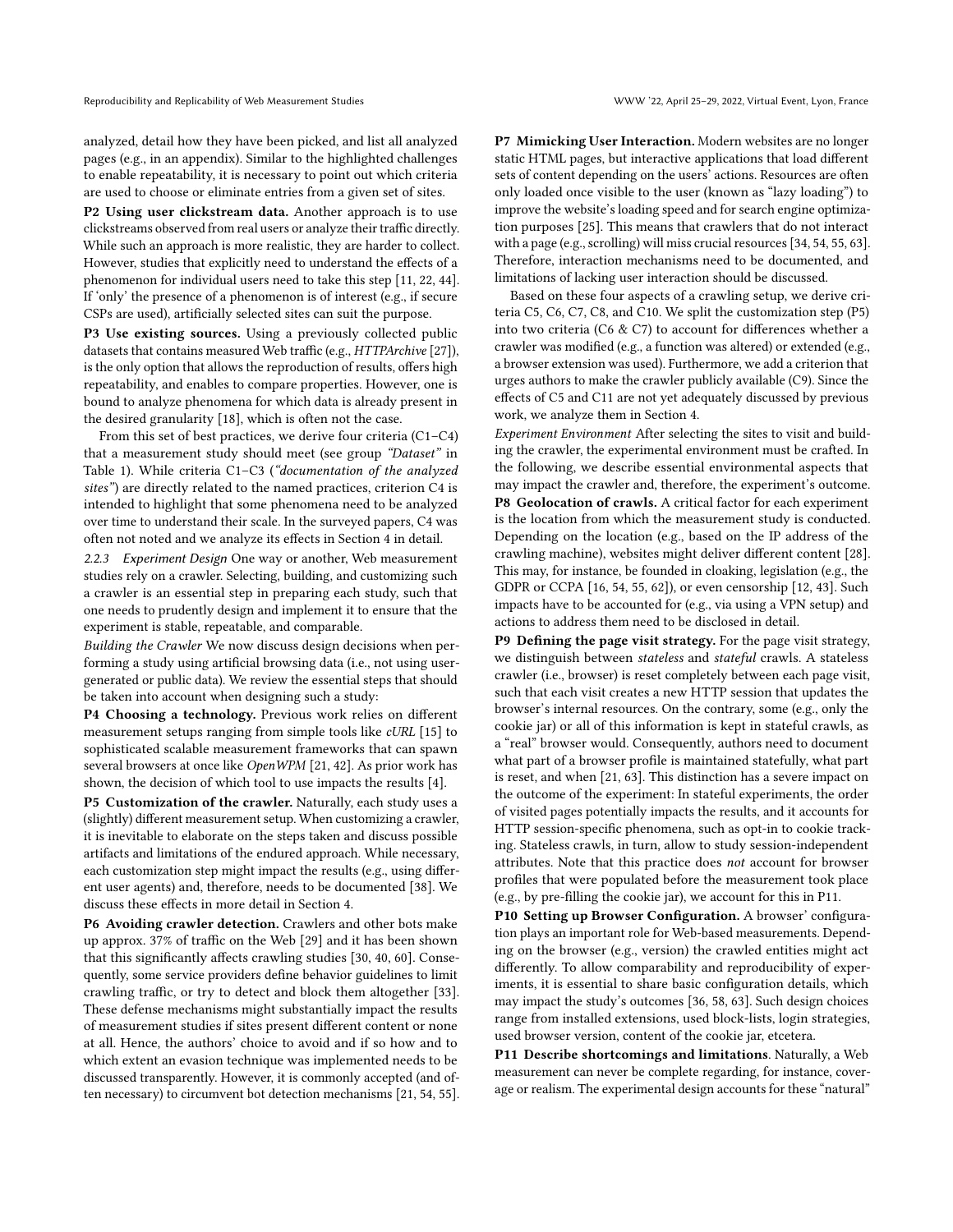analyzed, detail how they have been picked, and list all analyzed pages (e.g., in an appendix). Similar to the highlighted challenges to enable repeatability, it is necessary to point out which criteria are used to choose or eliminate entries from a given set of sites.

**P2 Using user clickstream data.** Another approach is to use clickstreams observed from real users or analyze their traffic directly. While such an approach is more realistic, they are harder to collect. However, studies that explicitly need to understand the effects of a phenomenon for individual users need to take this step [11, 22, 44]. If 'only' the presence of a phenomenon is of interest (e.g., if secure CSPs are used), artificially selected sites can suit the purpose.

**P3 Use existing sources.** Using a previously collected public datasets that contains measured Web traffic (e.g., *HTTPArchive* [27]), is the only option that allows the reproduction of results, offers high repeatability, and enables to compare properties. However, one is bound to analyze phenomena for which data is already present in the desired granularity [18], which is often not the case.

From this set of best practices, we derive four criteria (C1–C4) that a measurement study should meet (see group *"Dataset"* in Table 1). While criteria C1–C3 (*"documentation of the analyzed sites"*) are directly related to the named practices, criterion C4 is intended to highlight that some phenomena need to be analyzed over time to understand their scale. In the surveyed papers, C4 was often not noted and we analyze its effects in Section 4 in detail.

### 2.2.3 Experiment Design

One way or another, Web measurement studies rely on a crawler. Selecting, building, and customizing such a crawler is an essential step in preparing each study, such that one needs to prudently design and implement it to ensure that the experiment is stable, repeatable, and comparable.

*Building the Crawler* We now discuss design decisions when performing a study using artificial browsing data (i.e., not using user-generated or public data). We review the essential steps that should be taken into account when designing such a study:

**P4 Choosing a technology.** Previous work relies on different measurement setups ranging from simple tools like *cURL* [15] to sophisticated scalable measurement frameworks that can spawn several browsers at once like *OpenWPM* [21, 42]. As prior work has shown, the decision of which tool to use impacts the results [4].

**P5 Customization of the crawler.** Naturally, each study uses a (slightly) different measurement setup. When customizing a crawler, it is inevitable to elaborate on the steps taken and discuss possible artifacts and limitations of the endured approach. While necessary, each customization step might impact the results (e.g., using different user agents) and, therefore, needs to be documented [38]. We discuss these effects in more detail in Section 4.

**P6 Avoiding crawler detection.** Crawlers and other bots make up approx. 37% of traffic on the Web [29] and it has been shown that this significantly affects crawling studies [30, 40, 60]. Consequently, some service providers define behavior guidelines to limit crawling traffic, or try to detect and block them altogether [33]. These defense mechanisms might substantially impact the results of measurement studies if sites present different content or none at all. Hence, the authors' choice to avoid and if so how and to which extent an evasion technique was implemented needs to be discussed transparently. However, it is commonly accepted (and often necessary) to circumvent bot detection mechanisms [21, 54, 55].

**P7 Mimicking User Interaction.** Modern websites are no longer static HTML pages, but interactive applications that load different sets of content depending on the users' actions. Resources are often only loaded once visible to the user (known as "lazy loading") to improve the website's loading speed and for search engine optimization purposes [25]. This means that crawlers that do not interact with a page (e.g., scrolling) will miss crucial resources [34, 54, 55, 63]. Therefore, interaction mechanisms need to be documented, and limitations of lacking user interaction should be discussed.

Based on these four aspects of a crawling setup, we derive criteria C5, C6, C7, C8, and C10. We split the customization step (P5) into two criteria (C6 & C7) to account for differences whether a crawler was modified (e.g., a function was altered) or extended (e.g., a browser extension was used). Furthermore, we add a criterion that urges authors to make the crawler publicly available (C9). Since the effects of C5 and C11 are not yet adequately discussed by previous work, we analyze them in Section 4.

*Experiment Environment* After selecting the sites to visit and building the crawler, the experimental environment must be crafted. In the following, we describe essential environmental aspects that may impact the crawler and, therefore, the experiment's outcome.

**P8 Geolocation of crawls.** A critical factor for each experiment is the location from which the measurement study is conducted. Depending on the location (e.g., based on the IP address of the crawling machine), websites might deliver different content [28]. This may, for instance, be founded in cloaking, legislation (e.g., the GDPR or CCPA [16, 54, 55, 62]), or even censorship [12, 43]. Such impacts have to be accounted for (e.g., via using a VPN setup) and actions to address them need to be disclosed in detail.

**P9 Defining the page visit strategy.** For the page visit strategy, we distinguish between *stateless* and *stateful* crawls. A stateless crawler (i.e., browser) is reset completely between each page visit, such that each visit creates a new HTTP session that updates the browser's internal resources. On the contrary, some (e.g., only the cookie jar) or all of this information is kept in stateful crawls, as a "real" browser would. Consequently, authors need to document what part of a browser profile is maintained statefully, what part is reset, and when [21, 63]. This distinction has a severe impact on the outcome of the experiment: In stateful experiments, the order of visited pages potentially impacts the results, and it accounts for HTTP session-specific phenomena, such as opt-in to cookie tracking. Stateless crawls, in turn, allow to study session-independent attributes. Note that this practice does *not* account for browser profiles that were populated before the measurement took place (e.g., by pre-filling the cookie jar), we account for this in P11.

**P10 Setting up Browser Configuration.** A browser' configuration plays an important role for Web-based measurements. Depending on the browser (e.g., version) the crawled entities might act differently. To allow comparability and reproducibility of experiments, it is essential to share basic configuration details, which may impact the study's outcomes [36, 58, 63]. Such design choices range from installed extensions, used block-lists, login strategies, used browser version, content of the cookie jar, etcetera.

**P11 Describe shortcomings and limitations**. Naturally, a Web measurement can never be complete regarding, for instance, coverage or realism. The experimental design accounts for these "natural"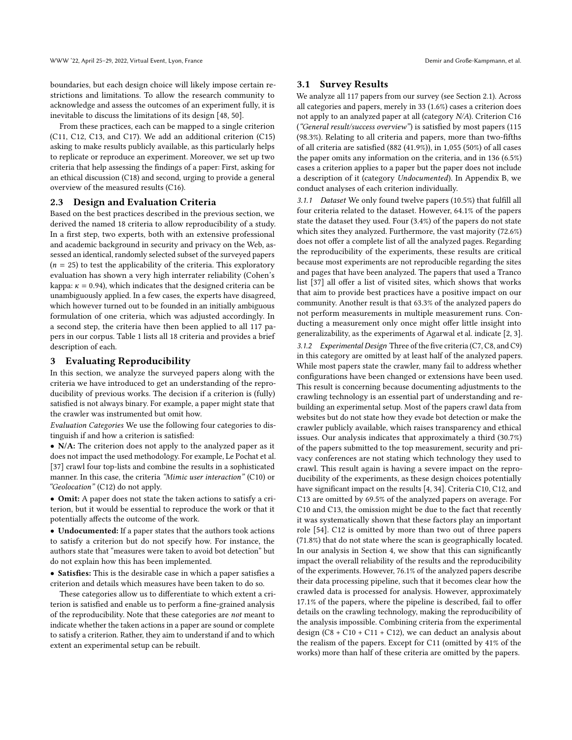boundaries, but each design choice will likely impose certain restrictions and limitations. To allow the research community to acknowledge and assess the outcomes of an experiment fully, it is inevitable to discuss the limitations of its design [48, 50].

From these practices, each can be mapped to a single criterion (C11, C12, C13, and C17). We add an additional criterion (C15) asking to make results publicly available, as this particularly helps to replicate or reproduce an experiment. Moreover, we set up two criteria that help assessing the findings of a paper: First, asking for an ethical discussion (C18) and second, urging to provide a general overview of the measured results (C16).

## 2.3 Design and Evaluation Criteria

Based on the best practices described in the previous section, we derived the named 18 criteria to allow reproducibility of a study. In a first step, two experts, both with an extensive professional and academic background in security and privacy on the Web, assessed an identical, randomly selected subset of the surveyed papers ($n = 25$) to test the applicability of the criteria. This exploratory evaluation has shown a very high interrater reliability (Cohen's kappa: $\kappa = 0.94$), which indicates that the designed criteria can be unambiguously applied. In a few cases, the experts have disagreed, which however turned out to be founded in an initially ambiguous formulation of one criteria, which was adjusted accordingly. In a second step, the criteria have then been applied to all 117 papers in our corpus. Table 1 lists all 18 criteria and provides a brief description of each.

# 3 Evaluating Reproducibility

In this section, we analyze the surveyed papers along with the criteria we have introduced to get an understanding of the reproducibility of previous works. The decision if a criterion is (fully) satisfied is not always binary. For example, a paper might state that the crawler was instrumented but omit how.

*Evaluation Categories* We use the following four categories to distinguish if and how a criterion is satisfied:

- **N/A:** The criterion does not apply to the analyzed paper as it does not impact the used methodology. For example, Le Pochat et al. [37] crawl four top-lists and combine the results in a sophisticated manner. In this case, the criteria *"Mimic user interaction"* (C10) or *"Geolocation"* (C12) do not apply.
- **Omit:** A paper does not state the taken actions to satisfy a criterion, but it would be essential to reproduce the work or that it potentially affects the outcome of the work.
- **Undocumented:** If a paper states that the authors took actions to satisfy a criterion but do not specify how. For instance, the authors state that "measures were taken to avoid bot detection" but do not explain how this has been implemented.
- **Satisfies:** This is the desirable case in which a paper satisfies a criterion and details which measures have been taken to do so.

These categories allow us to differentiate to which extent a criterion is satisfied and enable us to perform a fine-grained analysis of the reproducibility. Note that these categories are *not* meant to indicate whether the taken actions in a paper are sound or complete to satisfy a criterion. Rather, they aim to understand if and to which extent an experimental setup can be rebuilt.

## 3.1 Survey Results

We analyze all 117 papers from our survey (see Section 2.1). Across all categories and papers, merely in 33 (1.6%) cases a criterion does not apply to an analyzed paper at all (category *N/A*). Criterion C16 (*"General result/success overview"*) is satisfied by most papers (115 (98.3%). Relating to all criteria and papers, more than two-fifths of all criteria are satisfied (882 (41.9%)), in 1,055 (50%) of all cases the paper omits any information on the criteria, and in 136 (6.5%) cases a criterion applies to a paper but the paper does not include a description of it (category *Undocumented*). In Appendix B, we conduct analyses of each criterion individually.

### 3.1.1 Dataset

We only found twelve papers (10.5%) that fulfill all four criteria related to the dataset. However, 64.1% of the papers state the dataset they used. Four (3.4%) of the papers do not state which sites they analyzed. Furthermore, the vast majority (72.6%) does not offer a complete list of all the analyzed pages. Regarding the reproducibility of the experiments, these results are critical because most experiments are not reproducible regarding the sites and pages that have been analyzed. The papers that used a Tranco list [37] all offer a list of visited sites, which shows that works that aim to provide best practices have a positive impact on our community. Another result is that 63.3% of the analyzed papers do not perform measurements in multiple measurement runs. Conducting a measurement only once might offer little insight into generalizability, as the experiments of Agarwal et al. indicate [2, 3].

### 3.1.2 Experimental Design

Three of the five criteria (C7, C8, and C9) in this category are omitted by at least half of the analyzed papers. While most papers state the crawler, many fail to address whether configurations have been changed or extensions have been used. This result is concerning because documenting adjustments to the crawling technology is an essential part of understanding and rebuilding an experimental setup. Most of the papers crawl data from websites but do not state how they evade bot detection or make the crawler publicly available, which raises transparency and ethical issues. Our analysis indicates that approximately a third (30.7%) of the papers submitted to the top measurement, security and privacy conferences are not stating which technology they used to crawl. This result again is having a severe impact on the reproducibility of the experiments, as these design choices potentially have significant impact on the results [4, 34]. Criteria C10, C12, and C13 are omitted by 69.5% of the analyzed papers on average. For C10 and C13, the omission might be due to the fact that recently it was systematically shown that these factors play an important role [54]. C12 is omitted by more than two out of three papers (71.8%) that do not state where the scan is geographically located. In our analysis in Section 4, we show that this can significantly impact the overall reliability of the results and the reproducibility of the experiments. However, 76.1% of the analyzed papers describe their data processing pipeline, such that it becomes clear how the crawled data is processed for analysis. However, approximately 17.1% of the papers, where the pipeline is described, fail to offer details on the crawling technology, making the reproducibility of the analysis impossible. Combining criteria from the experimental design (C8 + C10 + C11 + C12), we can deduct an analysis about the realism of the papers. Except for C11 (omitted by 41% of the works) more than half of these criteria are omitted by the papers.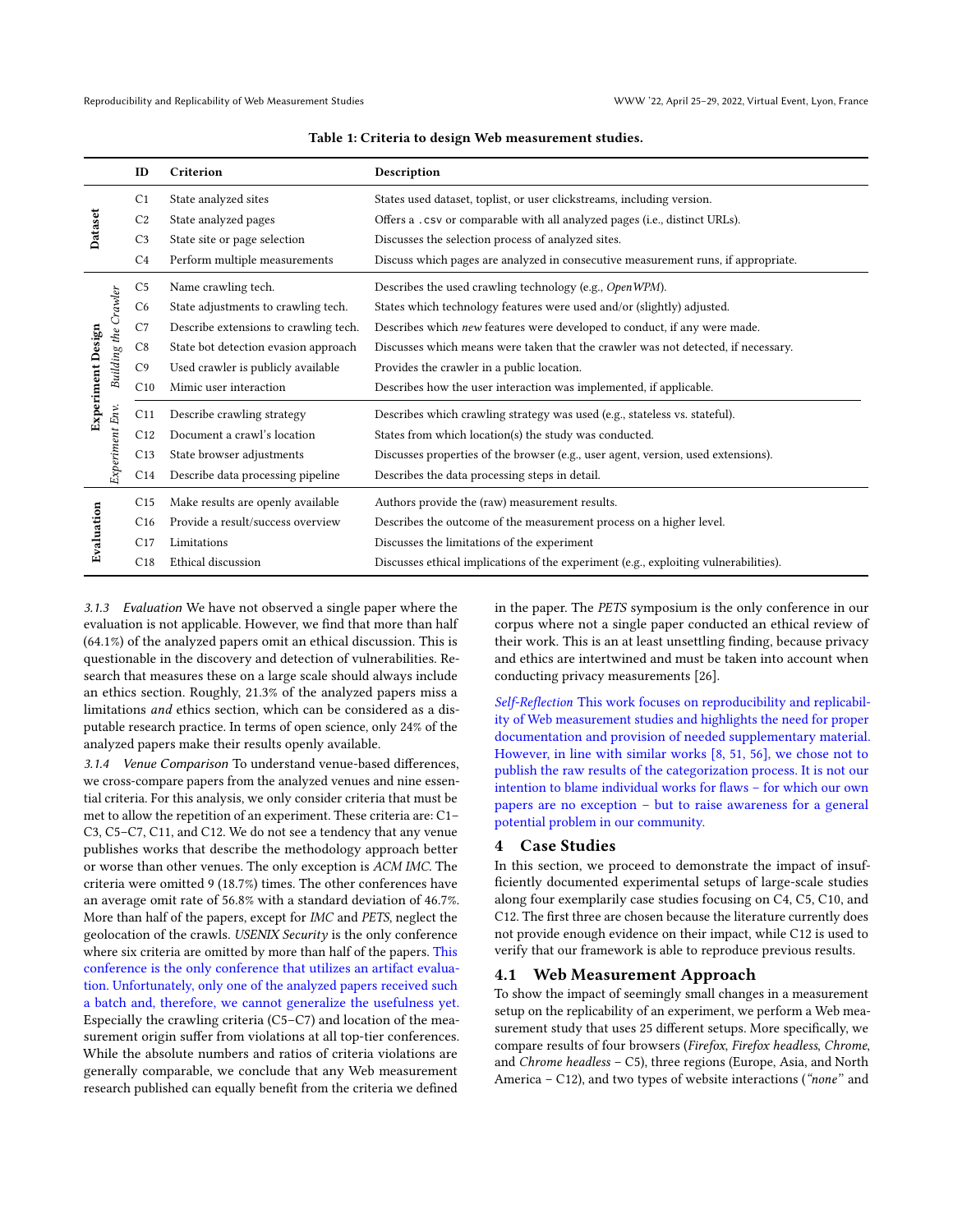**Table 1: Criteria to design Web measurement studies.**

| | | ID | Criterion | Description |
|---|---|---|---|---|
| **Dataset** | | C1 | State analyzed sites | States used dataset, toplist, or user clickstreams, including version. |
| | | C2 | State analyzed pages | Offers a `.csv` or comparable with all analyzed pages (i.e., distinct URLs). |
| | | C3 | State site or page selection | Discusses the selection process of analyzed sites. |
| | | C4 | Perform multiple measurements | Discuss which pages are analyzed in consecutive measurement runs, if appropriate. |
| **Experiment Design** | *Building the Crawler* | C5 | Name crawling tech. | Describes the used crawling technology (e.g., *OpenWPM*). |
| | | C6 | State adjustments to crawling tech. | States which technology features were used and/or (slightly) adjusted. |
| | | C7 | Describe extensions to crawling tech. | Describes which *new* features were developed to conduct, if any were made. |
| | | C8 | State bot detection evasion approach | Discusses which means were taken that the crawler was not detected, if necessary. |
| | | C9 | Used crawler is publicly available | Provides the crawler in a public location. |
| | | C10 | Mimic user interaction | Describes how the user interaction was implemented, if applicable. |
| | *Experiment Env.* | C11 | Describe crawling strategy | Describes which crawling strategy was used (e.g., stateless vs. stateful). |
| | | C12 | Document a crawl's location | States from which location(s) the study was conducted. |
| | | C13 | State browser adjustments | Discusses properties of the browser (e.g., user agent, version, used extensions). |
| | | C14 | Describe data processing pipeline | Describes the data processing steps in detail. |
| **Evaluation** | | C15 | Make results are openly available | Authors provide the (raw) measurement results. |
| | | C16 | Provide a result/success overview | Describes the outcome of the measurement process on a higher level. |
| | | C17 | Limitations | Discusses the limitations of the experiment |
| | | C18 | Ethical discussion | Discusses ethical implications of the experiment (e.g., exploiting vulnerabilities). |

*3.1.3 Evaluation* We have not observed a single paper where the evaluation is not applicable. However, we find that more than half (64.1%) of the analyzed papers omit an ethical discussion. This is questionable in the discovery and detection of vulnerabilities. Research that measures these on a large scale should always include an ethics section. Roughly, 21.3% of the analyzed papers miss a limitations *and* ethics section, which can be considered as a disputable research practice. In terms of open science, only 24% of the analyzed papers make their results openly available.

*3.1.4 Venue Comparison* To understand venue-based differences, we cross-compare papers from the analyzed venues and nine essential criteria. For this analysis, we only consider criteria that must be met to allow the repetition of an experiment. These criteria are: C1–C3, C5–C7, C11, and C12. We do not see a tendency that any venue publishes works that describe the methodology approach better or worse than other venues. The only exception is *ACM IMC*. The criteria were omitted 9 (18.7%) times. The other conferences have an average omit rate of 56.8% with a standard deviation of 46.7%. More than half of the papers, except for *IMC* and *PETS*, neglect the geolocation of the crawls. *USENIX Security* is the only conference where six criteria are omitted by more than half of the papers. This conference is the only conference that utilizes an artifact evaluation. Unfortunately, only one of the analyzed papers received such a batch and, therefore, we cannot generalize the usefulness yet. Especially the crawling criteria (C5–C7) and location of the measurement origin suffer from violations at all top-tier conferences. While the absolute numbers and ratios of criteria violations are generally comparable, we conclude that any Web measurement research published can equally benefit from the criteria we defined in the paper. The *PETS* symposium is the only conference in our corpus where not a single paper conducted an ethical review of their work. This is an at least unsettling finding, because privacy and ethics are intertwined and must be taken into account when conducting privacy measurements [26].

*Self-Reflection* This work focuses on reproducibility and replicability of Web measurement studies and highlights the need for proper documentation and provision of needed supplementary material. However, in line with similar works [8, 51, 56], we chose not to publish the raw results of the categorization process. It is not our intention to blame individual works for flaws – for which our own papers are no exception – but to raise awareness for a general potential problem in our community.

## 4 Case Studies

In this section, we proceed to demonstrate the impact of insufficiently documented experimental setups of large-scale studies along four exemplarily case studies focusing on C4, C5, C10, and C12. The first three are chosen because the literature currently does not provide enough evidence on their impact, while C12 is used to verify that our framework is able to reproduce previous results.

### 4.1 Web Measurement Approach

To show the impact of seemingly small changes in a measurement setup on the replicability of an experiment, we perform a Web measurement study that uses 25 different setups. More specifically, we compare results of four browsers (*Firefox*, *Firefox headless*, *Chrome*, and *Chrome headless* – C5), three regions (Europe, Asia, and North America – C12), and two types of website interactions (*"none"* and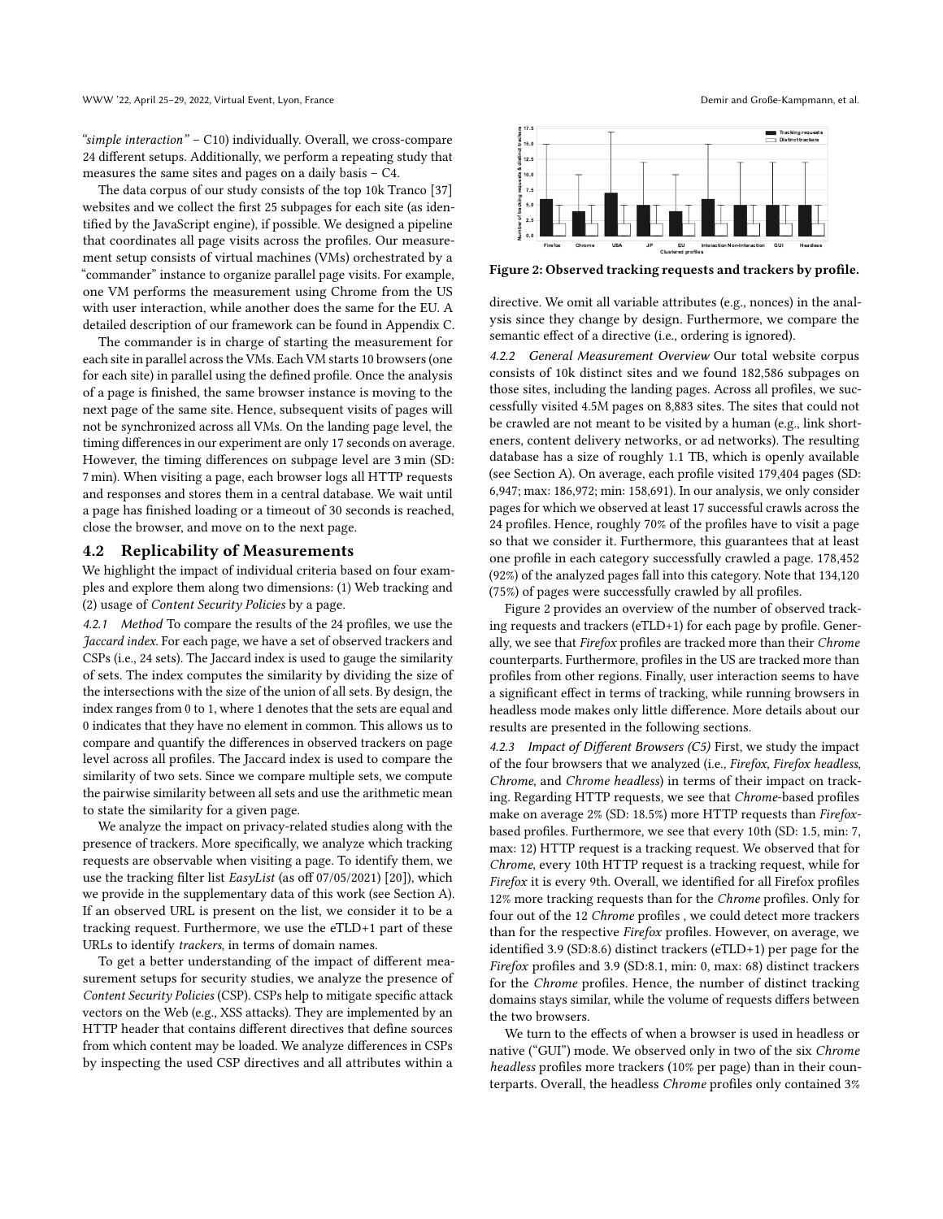*"simple interaction"* – C10) individually. Overall, we cross-compare 24 different setups. Additionally, we perform a repeating study that measures the same sites and pages on a daily basis – C4.

The data corpus of our study consists of the top 10k Tranco [37] websites and we collect the first 25 subpages for each site (as identified by the JavaScript engine), if possible. We designed a pipeline that coordinates all page visits across the profiles. Our measurement setup consists of virtual machines (VMs) orchestrated by a "commander" instance to organize parallel page visits. For example, one VM performs the measurement using Chrome from the US with user interaction, while another does the same for the EU. A detailed description of our framework can be found in Appendix C.

The commander is in charge of starting the measurement for each site in parallel across the VMs. Each VM starts 10 browsers (one for each site) in parallel using the defined profile. Once the analysis of a page is finished, the same browser instance is moving to the next page of the same site. Hence, subsequent visits of pages will not be synchronized across all VMs. On the landing page level, the timing differences in our experiment are only 17 seconds on average. However, the timing differences on subpage level are 3 min (SD: 7 min). When visiting a page, each browser logs all HTTP requests and responses and stores them in a central database. We wait until a page has finished loading or a timeout of 30 seconds is reached, close the browser, and move on to the next page.

## 4.2 Replicability of Measurements

We highlight the impact of individual criteria based on four examples and explore them along two dimensions: (1) Web tracking and (2) usage of *Content Security Policies* by a page.

*4.2.1 Method* To compare the results of the 24 profiles, we use the *Jaccard index*. For each page, we have a set of observed trackers and CSPs (i.e., 24 sets). The Jaccard index is used to gauge the similarity of sets. The index computes the similarity by dividing the size of the intersections with the size of the union of all sets. By design, the index ranges from 0 to 1, where 1 denotes that the sets are equal and 0 indicates that they have no element in common. This allows us to compare and quantify the differences in observed trackers on page level across all profiles. The Jaccard index is used to compare the similarity of two sets. Since we compare multiple sets, we compute the pairwise similarity between all sets and use the arithmetic mean to state the similarity for a given page.

We analyze the impact on privacy-related studies along with the presence of trackers. More specifically, we analyze which tracking requests are observable when visiting a page. To identify them, we use the tracking filter list *EasyList* (as off 07/05/2021) [20]), which we provide in the supplementary data of this work (see Section A). If an observed URL is present on the list, we consider it to be a tracking request. Furthermore, we use the eTLD+1 part of these URLs to identify *trackers*, in terms of domain names.

To get a better understanding of the impact of different measurement setups for security studies, we analyze the presence of *Content Security Policies* (CSP). CSPs help to mitigate specific attack vectors on the Web (e.g., XSS attacks). They are implemented by an HTTP header that contains different directives that define sources from which content may be loaded. We analyze differences in CSPs by inspecting the used CSP directives and all attributes within a directive. We omit all variable attributes (e.g., nonces) in the analysis since they change by design. Furthermore, we compare the semantic effect of a directive (i.e., ordering is ignored).

Figure 2: Observed tracking requests and trackers by profile.

*4.2.2 General Measurement Overview* Our total website corpus consists of 10k distinct sites and we found 182,586 subpages on those sites, including the landing pages. Across all profiles, we successfully visited 4.5M pages on 8,883 sites. The sites that could not be crawled are not meant to be visited by a human (e.g., link shorteners, content delivery networks, or ad networks). The resulting database has a size of roughly 1.1 TB, which is openly available (see Section A). On average, each profile visited 179,404 pages (SD: 6,947; max: 186,972; min: 158,691). In our analysis, we only consider pages for which we observed at least 17 successful crawls across the 24 profiles. Hence, roughly 70% of the profiles have to visit a page so that we consider it. Furthermore, this guarantees that at least one profile in each category successfully crawled a page. 178,452 (92%) of the analyzed pages fall into this category. Note that 134,120 (75%) of pages were successfully crawled by all profiles.

Figure 2 provides an overview of the number of observed tracking requests and trackers (eTLD+1) for each page by profile. Generally, we see that *Firefox* profiles are tracked more than their *Chrome* counterparts. Furthermore, profiles in the US are tracked more than profiles from other regions. Finally, user interaction seems to have a significant effect in terms of tracking, while running browsers in headless mode makes only little difference. More details about our results are presented in the following sections.

*4.2.3 Impact of Different Browsers (C5)* First, we study the impact of the four browsers that we analyzed (i.e., *Firefox*, *Firefox headless*, *Chrome*, and *Chrome headless*) in terms of their impact on tracking. Regarding HTTP requests, we see that *Chrome*-based profiles make on average 2% (SD: 18.5%) more HTTP requests than *Firefox*-based profiles. Furthermore, we see that every 10th (SD: 1.5, min: 7, max: 12) HTTP request is a tracking request. We observed that for *Chrome*, every 10th HTTP request is a tracking request, while for *Firefox* it is every 9th. Overall, we identified for all Firefox profiles 12% more tracking requests than for the *Chrome* profiles. Only for four out of the 12 *Chrome* profiles , we could detect more trackers than for the respective *Firefox* profiles. However, on average, we identified 3.9 (SD:8.6) distinct trackers (eTLD+1) per page for the *Firefox* profiles and 3.9 (SD:8.1, min: 0, max: 68) distinct trackers for the *Chrome* profiles. Hence, the number of distinct tracking domains stays similar, while the volume of requests differs between the two browsers.

We turn to the effects of when a browser is used in headless or native ("GUI") mode. We observed only in two of the six *Chrome headless* profiles more trackers (10% per page) than in their counterparts. Overall, the headless *Chrome* profiles only contained 3%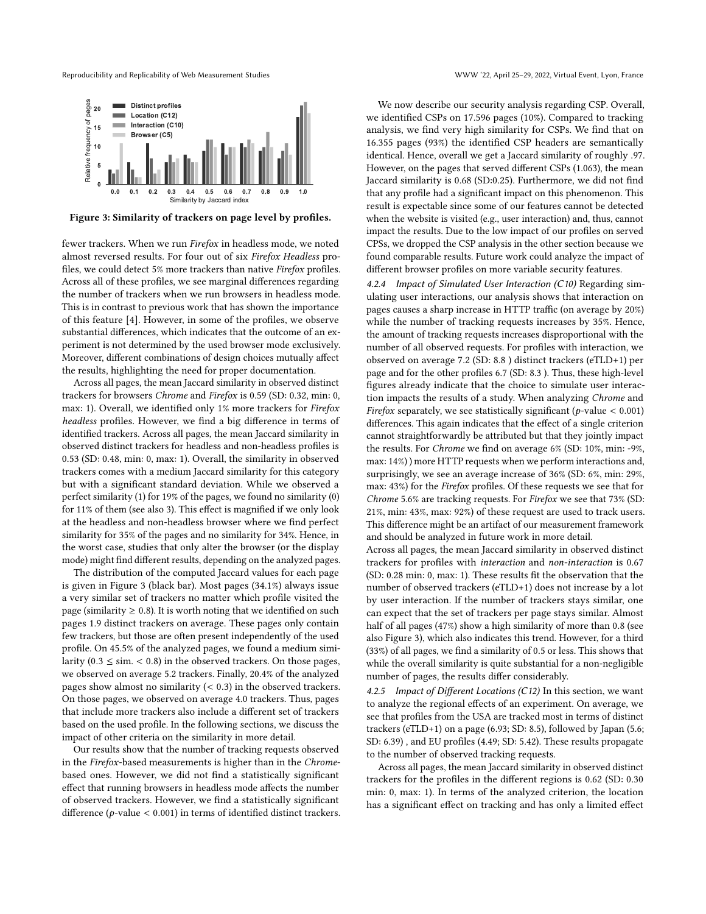Figure 3: Similarity of trackers on page level by profiles.

fewer trackers. When we run *Firefox* in headless mode, we noted almost reversed results. For four out of six *Firefox Headless* profiles, we could detect 5% more trackers than native *Firefox* profiles. Across all of these profiles, we see marginal differences regarding the number of trackers when we run browsers in headless mode. This is in contrast to previous work that has shown the importance of this feature [4]. However, in some of the profiles, we observe substantial differences, which indicates that the outcome of an experiment is not determined by the used browser mode exclusively. Moreover, different combinations of design choices mutually affect the results, highlighting the need for proper documentation.

Across all pages, the mean Jaccard similarity in observed distinct trackers for browsers *Chrome* and *Firefox* is 0.59 (SD: 0.32, min: 0, max: 1). Overall, we identified only 1% more trackers for *Firefox headless* profiles. However, we find a big difference in terms of identified trackers. Across all pages, the mean Jaccard similarity in observed distinct trackers for headless and non-headless profiles is 0.53 (SD: 0.48, min: 0, max: 1). Overall, the similarity in observed trackers comes with a medium Jaccard similarity for this category but with a significant standard deviation. While we observed a perfect similarity (1) for 19% of the pages, we found no similarity (0) for 11% of them (see also 3). This effect is magnified if we only look at the headless and non-headless browser where we find perfect similarity for 35% of the pages and no similarity for 34%. Hence, in the worst case, studies that only alter the browser (or the display mode) might find different results, depending on the analyzed pages.

The distribution of the computed Jaccard values for each page is given in Figure 3 (black bar). Most pages (34.1%) always issue a very similar set of trackers no matter which profile visited the page (similarity $\geq 0.8$). It is worth noting that we identified on such pages 1.9 distinct trackers on average. These pages only contain few trackers, but those are often present independently of the used profile. On 45.5% of the analyzed pages, we found a medium similarity ($0.3 \leq$ sim. $< 0.8$) in the observed trackers. On those pages, we observed on average 5.2 trackers. Finally, 20.4% of the analyzed pages show almost no similarity ($< 0.3$) in the observed trackers. On those pages, we observed on average 4.0 trackers. Thus, pages that include more trackers also include a different set of trackers based on the used profile. In the following sections, we discuss the impact of other criteria on the similarity in more detail.

Our results show that the number of tracking requests observed in the *Firefox*-based measurements is higher than in the *Chrome*-based ones. However, we did not find a statistically significant effect that running browsers in headless mode affects the number of observed trackers. However, we find a statistically significant difference ($p$-value $< 0.001$) in terms of identified distinct trackers.

We now describe our security analysis regarding CSP. Overall, we identified CSPs on 17.596 pages (10%). Compared to tracking analysis, we find very high similarity for CSPs. We find that on 16.355 pages (93%) the identified CSP headers are semantically identical. Hence, overall we get a Jaccard similarity of roughly .97. However, on the pages that served different CSPs (1.063), the mean Jaccard similarity is 0.68 (SD:0.25). Furthermore, we did not find that any profile had a significant impact on this phenomenon. This result is expectable since some of our features cannot be detected when the website is visited (e.g., user interaction) and, thus, cannot impact the results. Due to the low impact of our profiles on served CPSs, we dropped the CSP analysis in the other section because we found comparable results. Future work could analyze the impact of different browser profiles on more variable security features.

#### 4.2.4 Impact of Simulated User Interaction (C10)

Regarding simulating user interactions, our analysis shows that interaction on pages causes a sharp increase in HTTP traffic (on average by 20%) while the number of tracking requests increases by 35%. Hence, the amount of tracking requests increases disproportional with the number of all observed requests. For profiles with interaction, we observed on average 7.2 (SD: 8.8 ) distinct trackers (eTLD+1) per page and for the other profiles 6.7 (SD: 8.3 ). Thus, these high-level figures already indicate that the choice to simulate user interaction impacts the results of a study. When analyzing *Chrome* and *Firefox* separately, we see statistically significant ($p$-value $< 0.001$) differences. This again indicates that the effect of a single criterion cannot straightforwardly be attributed but that they jointly impact the results. For *Chrome* we find on average 6% (SD: 10%, min: -9%, max: 14%) ) more HTTP requests when we perform interactions and, surprisingly, we see an average increase of 36% (SD: 6%, min: 29%, max: 43%) for the *Firefox* profiles. Of these requests we see that for *Chrome* 5.6% are tracking requests. For *Firefox* we see that 73% (SD: 21%, min: 43%, max: 92%) of these request are used to track users. This difference might be an artifact of our measurement framework and should be analyzed in future work in more detail.

Across all pages, the mean Jaccard similarity in observed distinct trackers for profiles with *interaction* and *non-interaction* is 0.67 (SD: 0.28 min: 0, max: 1). These results fit the observation that the number of observed trackers (eTLD+1) does not increase by a lot by user interaction. If the number of trackers stays similar, one can expect that the set of trackers per page stays similar. Almost half of all pages (47%) show a high similarity of more than 0.8 (see also Figure 3), which also indicates this trend. However, for a third (33%) of all pages, we find a similarity of 0.5 or less. This shows that while the overall similarity is quite substantial for a non-negligible number of pages, the results differ considerably.

#### 4.2.5 Impact of Different Locations (C12)

In this section, we want to analyze the regional effects of an experiment. On average, we see that profiles from the USA are tracked most in terms of distinct trackers (eTLD+1) on a page (6.93; SD: 8.5), followed by Japan (5.6; SD: 6.39) , and EU profiles (4.49; SD: 5.42). These results propagate to the number of observed tracking requests.

Across all pages, the mean Jaccard similarity in observed distinct trackers for the profiles in the different regions is 0.62 (SD: 0.30 min: 0, max: 1). In terms of the analyzed criterion, the location has a significant effect on tracking and has only a limited effect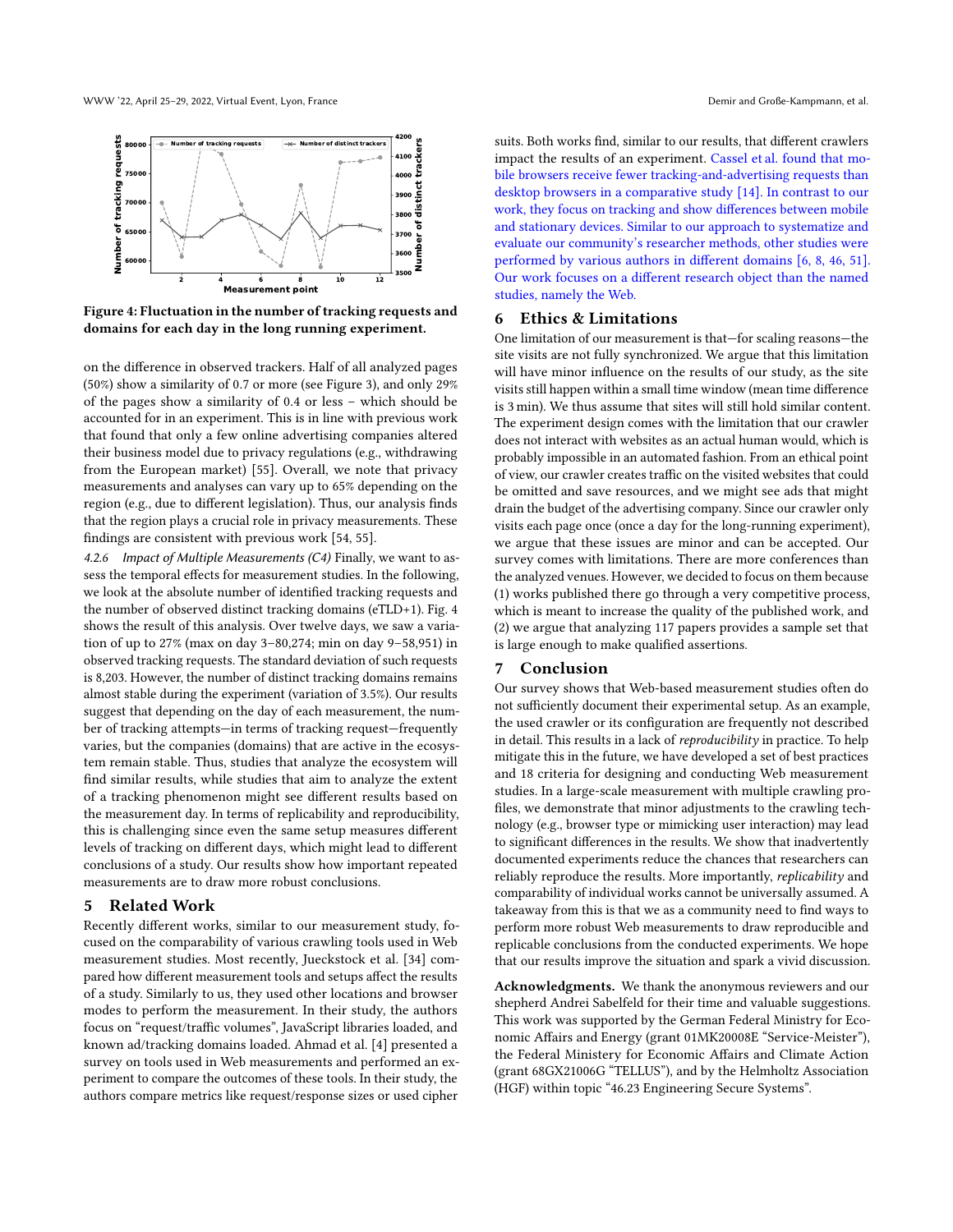Figure 4: Fluctuation in the number of tracking requests and domains for each day in the long running experiment.

on the difference in observed trackers. Half of all analyzed pages (50%) show a similarity of 0.7 or more (see Figure 3), and only 29% of the pages show a similarity of 0.4 or less – which should be accounted for in an experiment. This is in line with previous work that found that only a few online advertising companies altered their business model due to privacy regulations (e.g., withdrawing from the European market) [55]. Overall, we note that privacy measurements and analyses can vary up to 65% depending on the region (e.g., due to different legislation). Thus, our analysis finds that the region plays a crucial role in privacy measurements. These findings are consistent with previous work [54, 55].

*4.2.6 Impact of Multiple Measurements (C4)* Finally, we want to assess the temporal effects for measurement studies. In the following, we look at the absolute number of identified tracking requests and the number of observed distinct tracking domains (eTLD+1). Fig. 4 shows the result of this analysis. Over twelve days, we saw a variation of up to 27% (max on day 3–80,274; min on day 9–58,951) in observed tracking requests. The standard deviation of such requests is 8,203. However, the number of distinct tracking domains remains almost stable during the experiment (variation of 3.5%). Our results suggest that depending on the day of each measurement, the number of tracking attempts—in terms of tracking request—frequently varies, but the companies (domains) that are active in the ecosystem remain stable. Thus, studies that analyze the ecosystem will find similar results, while studies that aim to analyze the extent of a tracking phenomenon might see different results based on the measurement day. In terms of replicability and reproducibility, this is challenging since even the same setup measures different levels of tracking on different days, which might lead to different conclusions of a study. Our results show how important repeated measurements are to draw more robust conclusions.

## 5 Related Work

Recently different works, similar to our measurement study, focused on the comparability of various crawling tools used in Web measurement studies. Most recently, Jueckstock et al. [34] compared how different measurement tools and setups affect the results of a study. Similarly to us, they used other locations and browser modes to perform the measurement. In their study, the authors focus on "request/traffic volumes", JavaScript libraries loaded, and known ad/tracking domains loaded. Ahmad et al. [4] presented a survey on tools used in Web measurements and performed an experiment to compare the outcomes of these tools. In their study, the authors compare metrics like request/response sizes or used cipher suits. Both works find, similar to our results, that different crawlers impact the results of an experiment. Cassel et al. found that mobile browsers receive fewer tracking-and-advertising requests than desktop browsers in a comparative study [14]. In contrast to our work, they focus on tracking and show differences between mobile and stationary devices. Similar to our approach to systematize and evaluate our community's researcher methods, other studies were performed by various authors in different domains [6, 8, 46, 51]. Our work focuses on a different research object than the named studies, namely the Web.

## 6 Ethics & Limitations

One limitation of our measurement is that—for scaling reasons—the site visits are not fully synchronized. We argue that this limitation will have minor influence on the results of our study, as the site visits still happen within a small time window (mean time difference is 3 min). We thus assume that sites will still hold similar content. The experiment design comes with the limitation that our crawler does not interact with websites as an actual human would, which is probably impossible in an automated fashion. From an ethical point of view, our crawler creates traffic on the visited websites that could be omitted and save resources, and we might see ads that might drain the budget of the advertising company. Since our crawler only visits each page once (once a day for the long-running experiment), we argue that these issues are minor and can be accepted. Our survey comes with limitations. There are more conferences than the analyzed venues. However, we decided to focus on them because (1) works published there go through a very competitive process, which is meant to increase the quality of the published work, and (2) we argue that analyzing 117 papers provides a sample set that is large enough to make qualified assertions.

## 7 Conclusion

Our survey shows that Web-based measurement studies often do not sufficiently document their experimental setup. As an example, the used crawler or its configuration are frequently not described in detail. This results in a lack of *reproducibility* in practice. To help mitigate this in the future, we have developed a set of best practices and 18 criteria for designing and conducting Web measurement studies. In a large-scale measurement with multiple crawling profiles, we demonstrate that minor adjustments to the crawling technology (e.g., browser type or mimicking user interaction) may lead to significant differences in the results. We show that inadvertently documented experiments reduce the chances that researchers can reliably reproduce the results. More importantly, *replicability* and comparability of individual works cannot be universally assumed. A takeaway from this is that we as a community need to find ways to perform more robust Web measurements to draw reproducible and replicable conclusions from the conducted experiments. We hope that our results improve the situation and spark a vivid discussion.

**Acknowledgments.** We thank the anonymous reviewers and our shepherd Andrei Sabelfeld for their time and valuable suggestions. This work was supported by the German Federal Ministry for Economic Affairs and Energy (grant 01MK20008E "Service-Meister"), the Federal Ministry for Economic Affairs and Climate Action (grant 68GX21006G "TELLUS"), and by the Helmholtz Association (HGF) within topic "46.23 Engineering Secure Systems".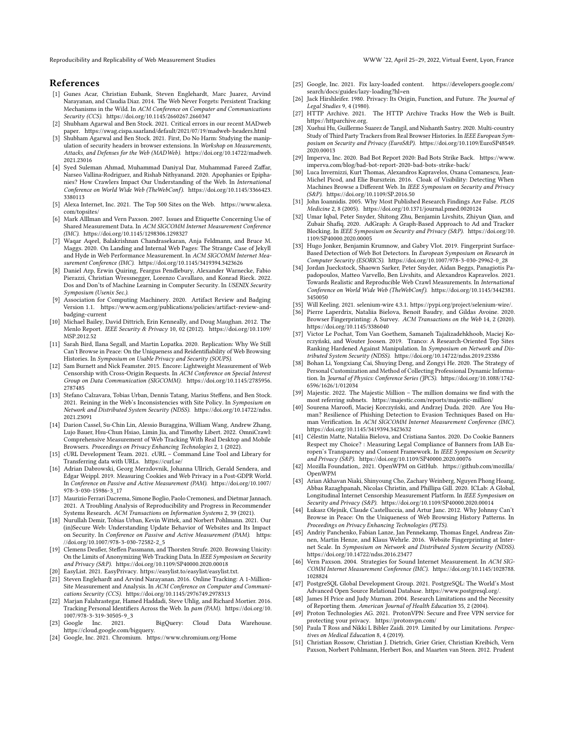## References

[1] Gunes Acar, Christian Eubank, Steven Englehardt, Marc Juarez, Arvind Narayanan, and Claudia Diaz. 2014. The Web Never Forgets: Persistent Tracking Mechanisms in the Wild. In *ACM Conference on Computer and Communications Security (CCS)*. https://doi.org/10.1145/2660267.2660347

[2] Shubham Agarwal and Ben Stock. 2021. Critical errors in our recent MADweb paper. https://swag.cispa.saarland/default/2021/07/19/madweb-headers.html

[3] Shubham Agarwal and Ben Stock. 2021. First, Do No Harm: Studying the manipulation of security headers in browser extensions. In *Workshop on Measurements, Attacks, and Defenses for the Web (MADWeb)*. https://doi.org/10.14722/madweb.2021.23016

[4] Syed Suleman Ahmad, Muhammad Daniyal Dar, Muhammad Fareed Zaffar, Narseo Vallina-Rodriguez, and Rishab Nithyanand. 2020. Apophanies or Epiphanies? How Crawlers Impact Our Understanding of the Web. In *International Conference on World Wide Web (TheWebConf)*. https://doi.org/10.1145/3366423.3380113

[5] Alexa Internet, Inc. 2021. The Top 500 Sites on the Web. https://www.alexa.com/topsites/

[6] Mark Alllman and Vern Paxson. 2007. Issues and Etiquette Concerning Use of Shared Measurement Data. In *ACM SIGCOMM Internet Measurement Conference (IMC)*. https://doi.org/10.1145/1298306.1298327

[7] Waqar Aqeel, Balakrishnan Chandrasekaran, Anja Feldmann, and Bruce M. Maggs. 2020. On Landing and Internal Web Pages: The Strange Case of Jekyll and Hyde in Web Performance Measurement. In *ACM SIGCOMM Internet Measurement Conference (IMC)*. https://doi.org/10.1145/3419394.3423626

[8] Daniel Arp, Erwin Quiring, Feargus Pendlebury, Alexander Warnecke, Fabio Pierazzi, Christian Wressnegger, Lorenzo Cavallaro, and Konrad Rieck. 2022. Dos and Don'ts of Machine Learning in Computer Security. In *USENIX Security Symposium (Usenix Sec.)*.

[9] Association for Computing Machinery. 2020. Artifact Review and Badging Version 1.1. https://www.acm.org/publications/policies/artifact-review-and-badging-current

[10] Michael Bailey, David Dittrich, Erin Kenneally, and Doug Maughan. 2012. The Menlo Report. *IEEE Security & Privacy* 10, 02 (2012). https://doi.org/10.1109/MSP.2012.52

[11] Sarah Bird, Ilana Segall, and Martin Lopatka. 2020. Replication: Why We Still Can't Browse in Peace: On the Uniqueness and Reidentifiability of Web Browsing Histories. In *Symposium on Usable Privacy and Security (SOUPS)*.

[12] Sam Burnett and Nick Feamster. 2015. Encore: Lightweight Measurement of Web Censorship with Cross-Origin Requests. In *ACM Conference on Special Interest Group on Data Communication (SIGCOMM)*. https://doi.org/10.1145/2785956.2787485

[13] Stefano Calzavara, Tobias Urban, Dennis Tatang, Marius Steffens, and Ben Stock. 2021. Reining in the Web's Inconsistencies with Site Policy. In *Symposium on Network and Distributed System Security (NDSS)*. https://doi.org/10.14722/ndss.2021.23091

[14] Darion Cassel, Su-Chin Lin, Alessio Buraggina, William Wang, Andrew Zhang, Lujo Bauer, Hsu-Chun Hsiao, Limin Jia, and Timothy Libert. 2022. OmniCrawl: Comprehensive Measurement of Web Tracking With Real Desktop and Mobile Browsers. *Proceedings on Privacy Enhancing Technologies* 2, 1 (2022).

[15] cURL Development Team. 2021. cURL – Command Line Tool and Library for Transferring data with URLs. https://curl.se/

[16] Adrian Dabrowski, Georg Merzdovnik, Johanna Ullrich, Gerald Sendera, and Edgar Weippl. 2019. Measuring Cookies and Web Privacy in a Post-GDPR World. In *Conference on Passive and Active Measurement (PAM)*. https://doi.org/10.1007/978-3-030-15986-3_17

[17] Maurizio Ferrari Dacrema, Simone Boglio, Paolo Cremonesi, and Dietmar Jannach. 2021. A Troubling Analysis of Reproducibility and Progress in Recommender Systems Research. *ACM Transactions on Information Systems* 2, 39 (2021).

[18] Nurullah Demir, Tobias Urban, Kevin Wittek, and Norbert Pohlmann. 2021. Our (in)Secure Web: Understanding Update Behavior of Websites and Its Impact on Security. In *Conference on Passive and Active Measurement (PAM)*. https://doi.org/10.1007/978-3-030-72582-2_5

[19] Clemens Deußer, Steffen Passmann, and Thorsten Strufe. 2020. Browsing Unicity: On the Limits of Anonymizing Web Tracking Data. In *IEEE Symposium on Security and Privacy (S&P)*. https://doi.org/10.1109/SP40000.2020.00018

[20] EasyList. 2021. EasyPrivacy. https://easylist.to/easylist/easylist.txt.

[21] Steven Englehardt and Arvind Narayanan. 2016. Online Tracking: A 1-Million-Site Measurement and Analysis. In *ACM Conference on Computer and Communications Security (CCS)*. https://doi.org/10.1145/2976749.2978313

[22] Marjan Falahrastegar, Hamed Haddadi, Steve Uhlig, and Richard Mortier. 2016. Tracking Personal Identifiers Across the Web. In *pam (PAM)*. https://doi.org/10.1007/978-3-319-30505-9_3

[23] Google Inc. 2021. BigQuery: Cloud Data Warehouse. https://cloud.google.com/bigquery.

[24] Google, Inc. 2021. Chromium. https://www.chromium.org/Home

[25] Google, Inc. 2021. Fix lazy-loaded content. https://developers.google.com/search/docs/guides/lazy-loading?hl=en

[26] Jack Hirshleifer. 1980. Privacy: Its Origin, Function, and Future. *The Journal of Legal Studies* 9, 4 (1980).

[27] HTTP Archive. 2021. The HTTP Archive Tracks How the Web is Built. https://httparchive.org.

[28] Xuehui Hu, Guillermo Suarez de Tangil, and Nishanth Sastry. 2020. Multi-country Study of Third Party Trackers from Real Browser Histories. In *IEEE European Symposium on Security and Privacy (EuroS&P)*. https://doi.org/10.1109/EuroSP48549.2020.00013

[29] Imperva, Inc. 2020. Bad Bot Report 2020: Bad Bots Strike Back. https://www.imperva.com/blog/bad-bot-report-2020-bad-bots-strike-back/

[30] Luca Invernizzi, Kurt Thomas, Alexandros Kapravelos, Oxana Comanescu, Jean-Michel Picod, and Elie Bursztein. 2016. Cloak of Visibility: Detecting When Machines Browse a Different Web. In *IEEE Symposium on Security and Privacy (S&P)*. https://doi.org/10.1109/SP.2016.50

[31] John Ioannidis. 2005. Why Most Published Research Findings Are False. *PLOS Medicine* 2, 8 (2005). https://doi.org/10.1371/journal.pmed.0020124

[32] Umar Iqbal, Peter Snyder, Shitong Zhu, Benjamin Livshits, Zhiyun Qian, and Zubair Shafiq. 2020. AdGraph: A Graph-Based Approach to Ad and Tracker Blocking. In *IEEE Symposium on Security and Privacy (S&P)*. https://doi.org/10.1109/SP40000.2020.00005

[33] Hugo Jonker, Benjamin Krumnow, and Gabry Vlot. 2019. Fingerprint Surface-Based Detection of Web Bot Detectors. In *European Symposium on Research in Computer Security (ESORICS)*. https://doi.org/10.1007/978-3-030-29962-0_28

[34] Jordan Jueckstock, Shaown Sarker, Peter Snyder, Aidan Beggs, Panagiotis Papadopoulos, Matteo Varvello, Ben Livshits, and Alexandros Kapravelos. 2021. Towards Realistic and Reproducible Web Crawl Measurements. In *International Conference on World Wide Web (TheWebConf)*. https://doi.org/10.1145/3442381.3450050

[35] Will Keeling. 2021. selenium-wire 4.3.1. https://pypi.org/project/selenium-wire/.

[36] Pierre Laperdrix, Nataliia Bielova, Benoit Baudry, and Gildas Avoine. 2020. Browser Fingerprinting: A Survey. *ACM Transactions on the Web* 14, 2 (2020). https://doi.org/10.1145/3386040

[37] Victor Le Pochat, Tom Van Goethem, Samaneh Tajalizadehkhoob, Maciej Korczyński, and Wouter Joosen. 2019. Tranco: A Research-Oriented Top Sites Ranking Hardened Against Manipulation. In *Symposium on Network and Distributed System Security (NDSS)*. https://doi.org/10.14722/ndss.2019.23386

[38] Bohan Li, Yongxiang Cai, Shuying Deng, and Zongyi He. 2020. The Strategy of Personal Customization and Method of Collecting Professional Dynamic Information. In *Journal of Physics: Conference Series (JPCS)*. https://doi.org/10.1088/1742-6596/1626/1/012034

[39] Majestic. 2022. The Majestic Million – The million domains we find with the most referring subnets. https://majestic.com/reports/majestic-million/

[40] Sourena Maroofi, Maciej Korczyński, and Andrzej Duda. 2020. Are You Human? Resilience of Phishing Detection to Evasion Techniques Based on Human Verification. In *ACM SIGCOMM Internet Measurement Conference (IMC)*. https://doi.org/10.1145/3419394.3423632

[41] Célestin Matte, Nataliia Bielova, and Cristiana Santos. 2020. Do Cookie Banners Respect my Choice? : Measuring Legal Compliance of Banners from IAB Europen's Transparency and Consent Framework. In *IEEE Symposium on Security and Privacy (S&P)*. https://doi.org/10.1109/SP40000.2020.00076

[42] Mozilla Foundation,. 2021. OpenWPM on GitHub. https://github.com/mozilla/OpenWPM

[43] Arian Akhavan Niaki, Shinyoung Cho, Zachary Weinberg, Nguyen Phong Hoang, Abbas Razaghpanah, Nicolas Christin, and Phillipa Gill. 2020. ICLab: A Global, Longitudinal Internet Censorship Measurement Platform. In *IEEE Symposium on Security and Privacy (S&P)*. https://doi.org/10.1109/SP40000.2020.00014

[44] Łukasz Olejnik, Claude Castelluccia, and Artur Janc. 2012. Why Johnny Can't Browse in Peace: On the Uniqueness of Web Browsing History Patterns. In *Proceedings on Privacy Enhancing Technologies (PETS)*.

[45] Andriy Panchenko, Fabian Lanze, Jan Pennekamp, Thomas Engel, Andreas Zinnen, Martin Henze, and Klaus Wehrle. 2016. Website Fingerprinting at Internet Scale. In *Symposium on Network and Distributed System Security (NDSS)*. https://doi.org/10.14722/ndss.2016.23477

[46] Vern Paxson. 2004. Strategies for Sound Internet Measurement. In *ACM SIGCOMM Internet Measurement Conference (IMC)*. https://doi.org/10.1145/1028788.1028824

[47] PostgreSQL Global Development Group. 2021. PostgreSQL: The World's Most Advanced Open Source Relational Database. https://www.postgresql.org/.

[48] James H Price and Judy Murnan. 2004. Research Limitations and the Necessity of Reporting them. *American Journal of Health Education* 35, 2 (2004).

[49] Proton Technologies AG. 2021. ProtonVPN: Secure and Free VPN service for protecting your privacy. https://protonvpn.com/

[50] Paula T Ross and Nikki L Bibler Zaidi. 2019. Limited by our Limitations. *Perspectives on Medical Education* 8, 4 (2019).

[51] Christian Rossow, Christian J. Dietrich, Grier Grier, Christian Kreibich, Vern Paxson, Norbert Pohlmann, Herbert Bos, and Maarten van Steen. 2012. Prudent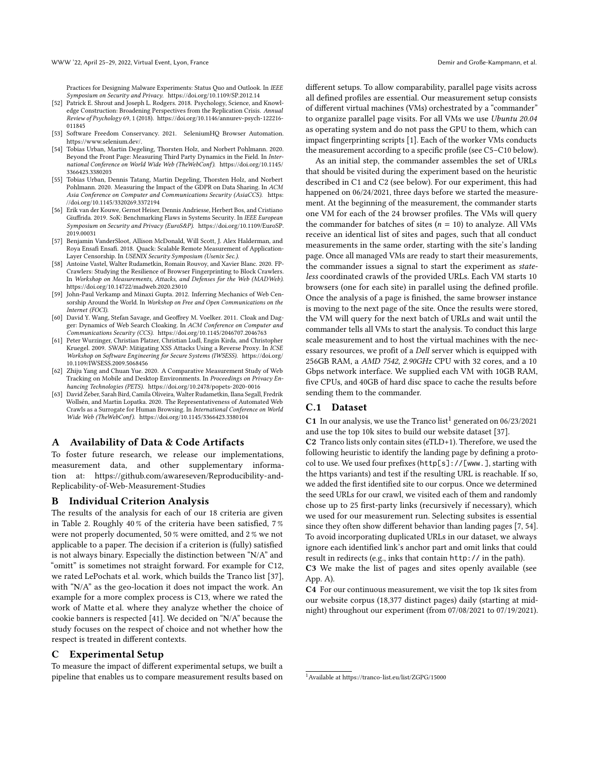Practices for Designing Malware Experiments: Status Quo and Outlook. In *IEEE Symposium on Security and Privacy*. https://doi.org/10.1109/SP.2012.14

[52] Patrick E. Shrout and Joseph L. Rodgers. 2018. Psychology, Science, and Knowledge Construction: Broadening Perspectives from the Replication Crisis. *Annual Review of Psychology* 69, 1 (2018). https://doi.org/10.1146/annurev-psych-122216-011845

[53] Software Freedom Conservancy. 2021. SeleniumHQ Browser Automation. https://www.selenium.dev/.

[54] Tobias Urban, Martin Degeling, Thorsten Holz, and Norbert Pohlmann. 2020. Beyond the Front Page: Measuring Third Party Dynamics in the Field. In *International Conference on World Wide Web (TheWebConf)*. https://doi.org/10.1145/3366423.3380203

[55] Tobias Urban, Dennis Tatang, Martin Degeling, Thorsten Holz, and Norbert Pohlmann. 2020. Measuring the Impact of the GDPR on Data Sharing. In *ACM Asia Conference on Computer and Communications Security (AsiaCCS)*. https://doi.org/10.1145/3320269.3372194

[56] Erik van der Kouwe, Gernot Heiser, Dennis Andriesse, Herbert Bos, and Cristiano Giuffrida. 2019. SoK: Benchmarking Flaws in Systems Security. In *IEEE European Symposium on Security and Privacy (EuroS&P)*. https://doi.org/10.1109/EuroSP.2019.00031

[57] Benjamin VanderSloot, Allison McDonald, Will Scott, J. Alex Halderman, and Roya Ensafi Ensafi. 2018. Quack: Scalable Remote Measurement of Application-Layer Censorship. In *USENIX Security Symposium (Usenix Sec.)*.

[58] Antoine Vastel, Walter Rudametkin, Romain Rouvoy, and Xavier Blanc. 2020. FP-Crawlers: Studying the Resilience of Browser Fingerprinting to Block Crawlers. In *Workshop on Measurements, Attacks, and Defenses for the Web (MADWeb)*. https://doi.org/10.14722/madweb.2020.23010

[59] John-Paul Verkamp and Minaxi Gupta. 2012. Inferring Mechanics of Web Censorship Around the World. In *Workshop on Free and Open Communications on the Internet (FOCI)*.

[60] David Y. Wang, Stefan Savage, and Geoffrey M. Voelker. 2011. Cloak and Dagger: Dynamics of Web Search Cloaking. In *ACM Conference on Computer and Communications Security (CCS)*. https://doi.org/10.1145/2046707.2046763

[61] Peter Wurzinger, Christian Platzer, Christian Ludl, Engin Kirda, and Christopher Kruegel. 2009. SWAP: Mitigating XSS Attacks Using a Reverse Proxy. In *ICSE Workshop on Software Engineering for Secure Systems (IWSESS)*. https://doi.org/10.1109/IWSESS.2009.5068456

[62] Zhiju Yang and Chuan Yue. 2020. A Comparative Measurement Study of Web Tracking on Mobile and Desktop Environments. In *Proceedings on Privacy Enhancing Technologies (PETS)*. https://doi.org/10.2478/popets-2020-0016

[63] David Zeber, Sarah Bird, Camila Oliveira, Walter Rudametkin, Ilana Segall, Fredrik Wollsén, and Martin Lopatka. 2020. The Representativeness of Automated Web Crawls as a Surrogate for Human Browsing. In *International Conference on World Wide Web (TheWebConf)*. https://doi.org/10.1145/3366423.3380104

## A Availability of Data & Code Artifacts

To foster future research, we release our implementations, measurement data, and other supplementary information at: https://github.com/awareseven/Reproducibility-and-Replicability-of-Web-Measurement-Studies

## B Individual Criterion Analysis

The results of the analysis for each of our 18 criteria are given in Table 2. Roughly 40 % of the criteria have been satisfied, 7 % were not properly documented, 50 % were omitted, and 2 % we not applicable to a paper. The decision if a criterion is (fully) satisfied is not always binary. Especially the distinction between "N/A" and "omitt" is sometimes not straight forward. For example for C12, we rated LePochats et al. work, which builds the Tranco list [37], with "N/A" as the geo-location it does not impact the work. An example for a more complex process is C13, where we rated the work of Matte et al. where they analyze whether the choice of cookie banners is respected [41]. We decided on "N/A" because the study focuses on the respect of choice and not whether how the respect is treated in different contexts.

## C Experimental Setup

To measure the impact of different experimental setups, we built a pipeline that enables us to compare measurement results based on different setups. To allow comparability, parallel page visits across all defined profiles are essential. Our measurement setup consists of different virtual machines (VMs) orchestrated by a "commander" to organize parallel page visits. For all VMs we use *Ubuntu 20.04* as operating system and do not pass the GPU to them, which can impact fingerprinting scripts [1]. Each of the worker VMs conducts the measurement according to a specific profile (see C5–C10 below).

As an initial step, the commander assembles the set of URLs that should be visited during the experiment based on the heuristic described in C1 and C2 (see below). For our experiment, this had happened on 06/24/2021, three days before we started the measurement. At the beginning of the measurement, the commander starts one VM for each of the 24 browser profiles. The VMs will query the commander for batches of sites ($n = 10$) to analyze. All VMs receive an identical list of sites and pages, such that all conduct measurements in the same order, starting with the site's landing page. Once all managed VMs are ready to start their measurements, the commander issues a signal to start the experiment as *stateless* coordinated crawls of the provided URLs. Each VM starts 10 browsers (one for each site) in parallel using the defined profile. Once the analysis of a page is finished, the same browser instance is moving to the next page of the site. Once the results were stored, the VM will query for the next batch of URLs and wait until the commander tells all VMs to start the analysis. To conduct this large scale measurement and to host the virtual machines with the necessary resources, we profit of a *Dell* server which is equipped with 256GB RAM, a *AMD 7542, 2.90GHz* CPU with 32 cores, and a 10 Gbps network interface. We supplied each VM with 10GB RAM, five CPUs, and 40GB of hard disc space to cache the results before sending them to the commander.

### C.1 Dataset

**C1** In our analysis, we use the Tranco list[1] generated on 06/23/2021 and use the top 10k sites to build our website dataset [37].

**C2** Tranco lists only contain sites (eTLD+1). Therefore, we used the following heuristic to identify the landing page by defining a protocol to use. We used four prefixes (`http[s]://[www.]`, starting with the https variants) and test if the resulting URL is reachable. If so, we added the first identified site to our corpus. Once we determined the seed URLs for our crawl, we visited each of them and randomly chose up to 25 first-party links (recursively if necessary), which we used for our measurement run. Selecting subsites is essential since they often show different behavior than landing pages [7, 54]. To avoid incorporating duplicated URLs in our dataset, we always ignore each identified link's anchor part and omit links that could result in redirects (e.g., inks that contain `http://` in the path).

**C3** We make the list of pages and sites openly available (see App. A).

**C4** For our continuous measurement, we visit the top 1k sites from our website corpus (18,377 distinct pages) daily (starting at midnight) throughout our experiment (from 07/08/2021 to 07/19/2021).

[1] Available at https://tranco-list.eu/list/ZGPG/15000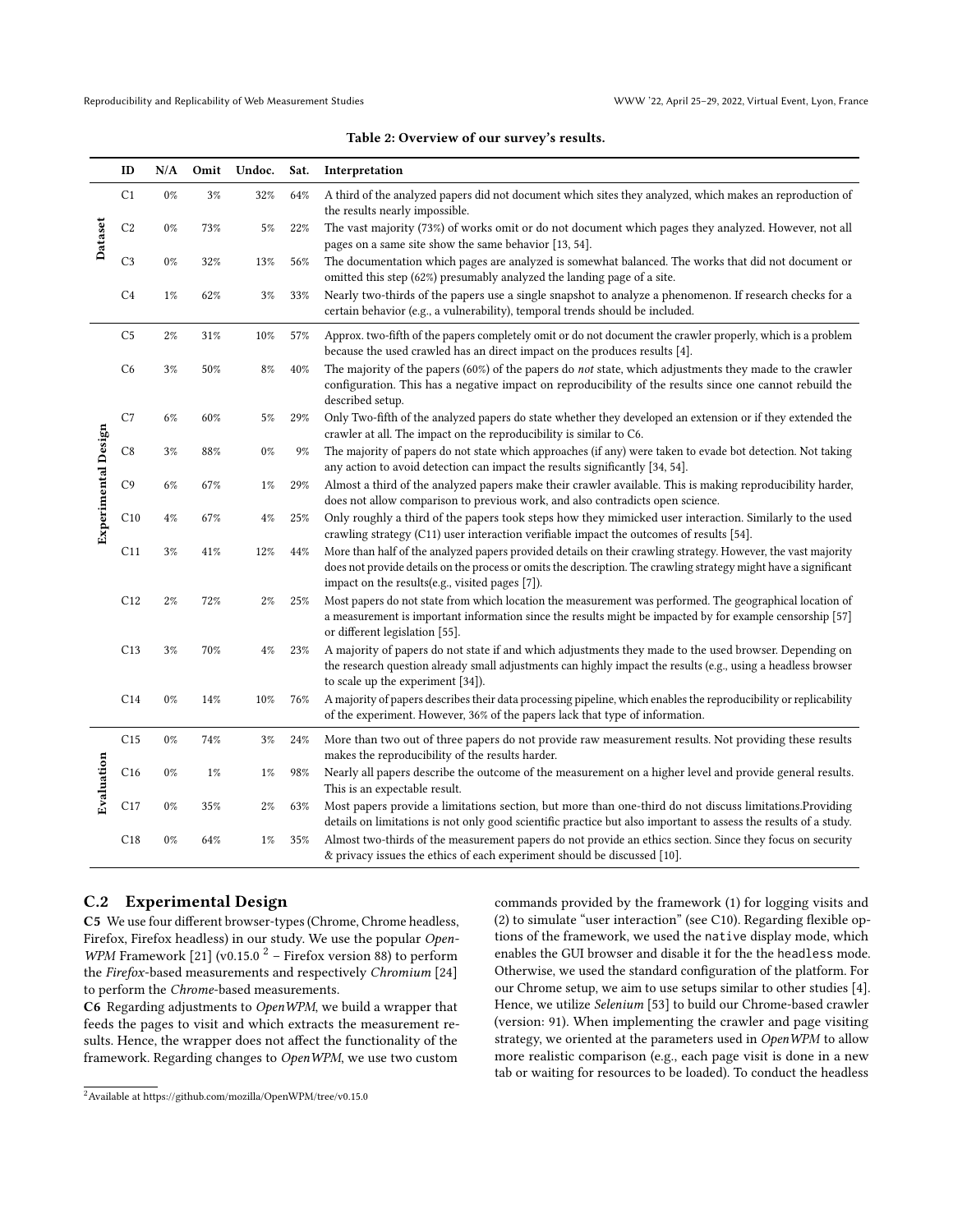**Table 2: Overview of our survey's results.**

| | ID | N/A | Omit | Undoc. | Sat. | Interpretation |
|---|---|---|---|---|---|---|
| **Dataset** | C1 | 0% | 3% | 32% | 64% | A third of the analyzed papers did not document which sites they analyzed, which makes an reproduction of the results nearly impossible. |
| | C2 | 0% | 73% | 5% | 22% | The vast majority (73%) of works omit or do not document which pages they analyzed. However, not all pages on a same site show the same behavior [13, 54]. |
| | C3 | 0% | 32% | 13% | 56% | The documentation which pages are analyzed is somewhat balanced. The works that did not document or omitted this step (62%) presumably analyzed the landing page of a site. |
| | C4 | 1% | 62% | 3% | 33% | Nearly two-thirds of the papers use a single snapshot to analyze a phenomenon. If research checks for a certain behavior (e.g., a vulnerability), temporal trends should be included. |
| **Experimental Design** | C5 | 2% | 31% | 10% | 57% | Approx. two-fifth of the papers completely omit or do not document the crawler properly, which is a problem because the used crawled has an direct impact on the produces results [4]. |
| | C6 | 3% | 50% | 8% | 40% | The majority of the papers (60%) of the papers do *not* state, which adjustments they made to the crawler configuration. This has a negative impact on reproducibility of the results since one cannot rebuild the described setup. |
| | C7 | 6% | 60% | 5% | 29% | Only Two-fifth of the analyzed papers do state whether they developed an extension or if they extended the crawler at all. The impact on the reproducibility is similar to C6. |
| | C8 | 3% | 88% | 0% | 9% | The majority of papers do not state which approaches (if any) were taken to evade bot detection. Not taking any action to avoid detection can impact the results significantly [34, 54]. |
| | C9 | 6% | 67% | 1% | 29% | Almost a third of the analyzed papers make their crawler available. This is making reproducibility harder, does not allow comparison to previous work, and also contradicts open science. |
| | C10 | 4% | 67% | 4% | 25% | Only roughly a third of the papers took steps how they mimicked user interaction. Similarly to the used crawling strategy (C11) user interaction verifiable impact the outcomes of results [54]. |
| | C11 | 3% | 41% | 12% | 44% | More than half of the analyzed papers provided details on their crawling strategy. However, the vast majority does not provide details on the process or omits the description. The crawling strategy might have a significant impact on the results(e.g., visited pages [7]). |
| | C12 | 2% | 72% | 2% | 25% | Most papers do not state from which location the measurement was performed. The geographical location of a measurement is important information since the results might be impacted by for example censorship [57] or different legislation [55]. |
| | C13 | 3% | 70% | 4% | 23% | A majority of papers do not state if and which adjustments they made to the used browser. Depending on the research question already small adjustments can highly impact the results (e.g., using a headless browser to scale up the experiment [34]). |
| | C14 | 0% | 14% | 10% | 76% | A majority of papers describes their data processing pipeline, which enables the reproducibility or replicability of the experiment. However, 36% of the papers lack that type of information. |
| **Evaluation** | C15 | 0% | 74% | 3% | 24% | More than two out of three papers do not provide raw measurement results. Not providing these results makes the reproducibility of the results harder. |
| | C16 | 0% | 1% | 1% | 98% | Nearly all papers describe the outcome of the measurement on a higher level and provide general results. This is an expectable result. |
| | C17 | 0% | 35% | 2% | 63% | Most papers provide a limitations section, but more than one-third do not discuss limitations.Providing details on limitations is not only good scientific practice but also important to assess the results of a study. |
| | C18 | 0% | 64% | 1% | 35% | Almost two-thirds of the measurement papers do not provide an ethics section. Since they focus on security & privacy issues the ethics of each experiment should be discussed [10]. |

## C.2 Experimental Design

**C5** We use four different browser-types (Chrome, Chrome headless, Firefox, Firefox headless) in our study. We use the popular *OpenWPM* Framework [21] (v0.15.0 [2] – Firefox version 88) to perform the *Firefox*-based measurements and respectively *Chromium* [24] to perform the *Chrome*-based measurements.

**C6** Regarding adjustments to *OpenWPM*, we build a wrapper that feeds the pages to visit and which extracts the measurement results. Hence, the wrapper does not affect the functionality of the framework. Regarding changes to *OpenWPM*, we use two custom commands provided by the framework (1) for logging visits and (2) to simulate "user interaction" (see C10). Regarding flexible options of the framework, we used the `native` display mode, which enables the GUI browser and disable it for the the `headless` mode. Otherwise, we used the standard configuration of the platform. For our Chrome setup, we aim to use setups similar to other studies [4]. Hence, we utilize *Selenium* [53] to build our Chrome-based crawler (version: 91). When implementing the crawler and page visiting strategy, we oriented at the parameters used in *OpenWPM* to allow more realistic comparison (e.g., each page visit is done in a new tab or waiting for resources to be loaded). To conduct the headless

[2] Available at https://github.com/mozilla/OpenWPM/tree/v0.15.0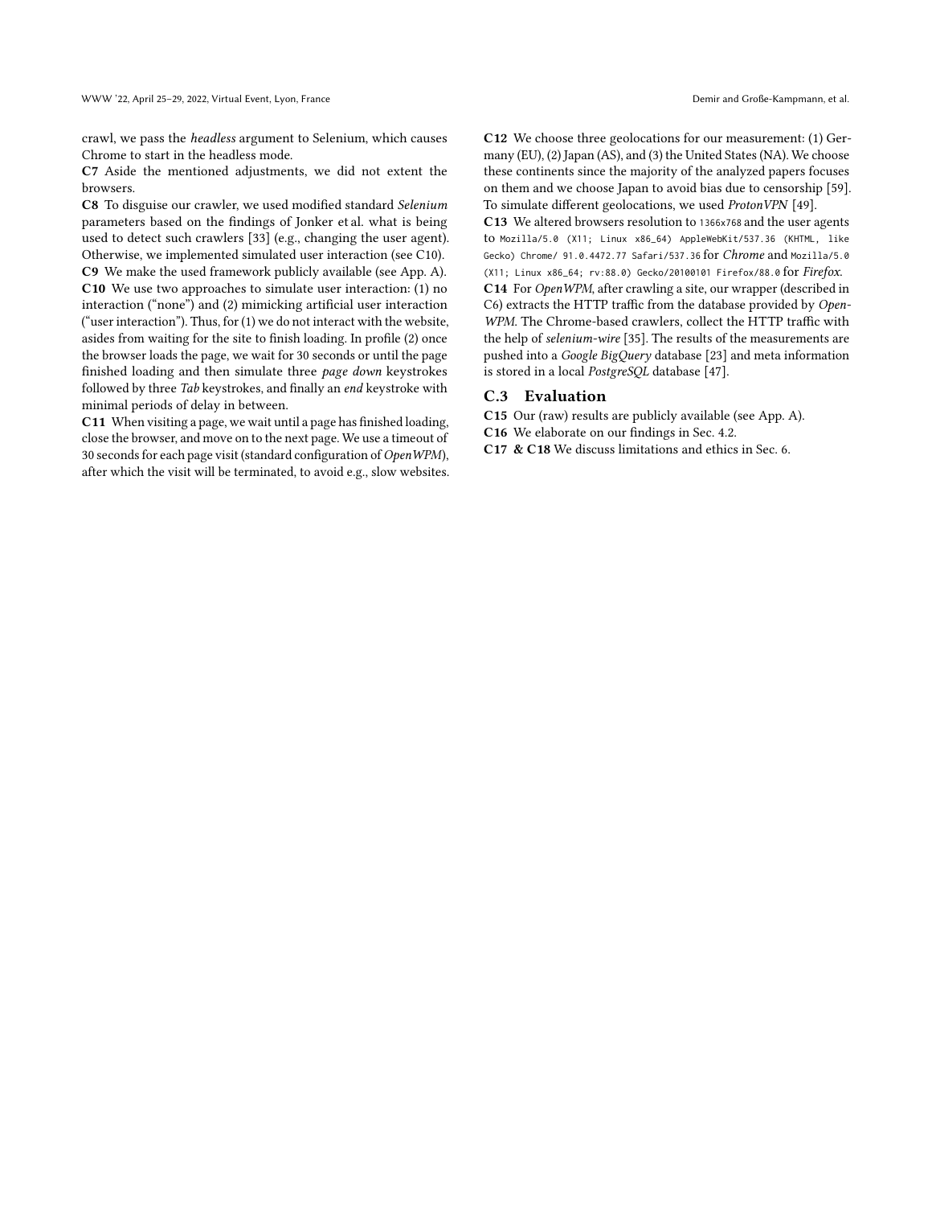crawl, we pass the *headless* argument to Selenium, which causes Chrome to start in the headless mode.

**C7** Aside the mentioned adjustments, we did not extent the browsers.

**C8** To disguise our crawler, we used modified standard *Selenium* parameters based on the findings of Jonker et al. what is being used to detect such crawlers [33] (e.g., changing the user agent). Otherwise, we implemented simulated user interaction (see C10).

**C9** We make the used framework publicly available (see App. A).

**C10** We use two approaches to simulate user interaction: (1) no interaction ("none") and (2) mimicking artificial user interaction ("user interaction"). Thus, for (1) we do not interact with the website, asides from waiting for the site to finish loading. In profile (2) once the browser loads the page, we wait for 30 seconds or until the page finished loading and then simulate three *page down* keystrokes followed by three *Tab* keystrokes, and finally an *end* keystroke with minimal periods of delay in between.

**C11** When visiting a page, we wait until a page has finished loading, close the browser, and move on to the next page. We use a timeout of 30 seconds for each page visit (standard configuration of *OpenWPM*), after which the visit will be terminated, to avoid e.g., slow websites.

**C12** We choose three geolocations for our measurement: (1) Germany (EU), (2) Japan (AS), and (3) the United States (NA). We choose these continents since the majority of the analyzed papers focuses on them and we choose Japan to avoid bias due to censorship [59]. To simulate different geolocations, we used *ProtonVPN* [49].

**C13** We altered browsers resolution to `1366x768` and the user agents to `Mozilla/5.0 (X11; Linux x86_64) AppleWebKit/537.36 (KHTML, like Gecko) Chrome/ 91.0.4472.77 Safari/537.36` for *Chrome* and `Mozilla/5.0 (X11; Linux x86_64; rv:88.0) Gecko/20100101 Firefox/88.0` for *Firefox*.

**C14** For *OpenWPM*, after crawling a site, our wrapper (described in C6) extracts the HTTP traffic from the database provided by *OpenWPM*. The Chrome-based crawlers, collect the HTTP traffic with the help of *selenium-wire* [35]. The results of the measurements are pushed into a *Google BigQuery* database [23] and meta information is stored in a local *PostgreSQL* database [47].

## C.3 Evaluation

**C15** Our (raw) results are publicly available (see App. A).

**C16** We elaborate on our findings in Sec. 4.2.

**C17 & C18** We discuss limitations and ethics in Sec. 6.